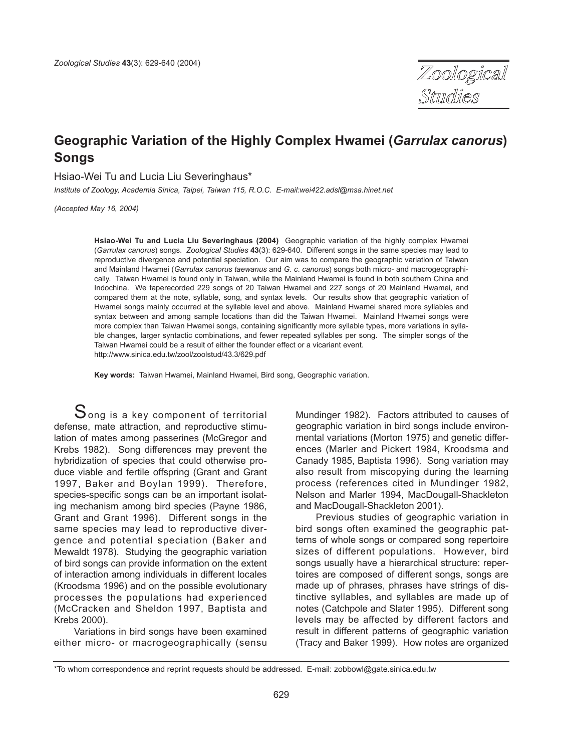# Geographic Variation of the Highly Complex Hwamei (*Garrulax canorus*) Songs

Hsiao-Wei Tu and Lucia Liu Severinghaus*

*Institute of Zoology, Academia Sinica, Taipei, Taiwan 115, R.O.C. E-mail:wei422.adsl@msa.hinet.net*

*(Accepted May 16, 2004)*

**Hsiao-Wei Tu and Lucia Liu Severinghaus (2004)** Geographic variation of the highly complex Hwamei (*Garrulax canorus*) songs. *Zoological Studies* **43**(3): 629-640. Different songs in the same species may lead to reproductive divergence and potential speciation. Our aim was to compare the geographic variation of Taiwan and Mainland Hwamei (*Garrulax canorus taewanus* and *G. c. canorus*) songs both micro- and macrogeographically. Taiwan Hwamei is found only in Taiwan, while the Mainland Hwamei is found in both southern China and Indochina. We taperecorded 229 songs of 20 Taiwan Hwamei and 227 songs of 20 Mainland Hwamei, and compared them at the note, syllable, song, and syntax levels. Our results show that geographic variation of Hwamei songs mainly occurred at the syllable level and above. Mainland Hwamei shared more syllables and syntax between and among sample locations than did the Taiwan Hwamei. Mainland Hwamei songs were more complex than Taiwan Hwamei songs, containing significantly more syllable types, more variations in syllable changes, larger syntactic combinations, and fewer repeated syllables per song. The simpler songs of the Taiwan Hwamei could be a result of either the founder effect or a vicariant event. http://www.sinica.edu.tw/zool/zoolstud/43.3/629.pdf

**Key words:** Taiwan Hwamei, Mainland Hwamei, Bird song, Geographic variation.

Song is a key component of territorial defense, mate attraction, and reproductive stimulation of mates among passerines (McGregor and Krebs 1982). Song differences may prevent the hybridization of species that could otherwise produce viable and fertile offspring (Grant and Grant 1997, Baker and Boylan 1999). Therefore, species-specific songs can be an important isolating mechanism among bird species (Payne 1986, Grant and Grant 1996). Different songs in the same species may lead to reproductive divergence and potential speciation (Baker and Mewaldt 1978). Studying the geographic variation of bird songs can provide information on the extent of interaction among individuals in different locales (Kroodsma 1996) and on the possible evolutionary processes the populations had experienced (McCracken and Sheldon 1997, Baptista and Krebs 2000).

Variations in bird songs have been examined either micro- or macrogeographically (sensu Mundinger 1982). Factors attributed to causes of geographic variation in bird songs include environmental variations (Morton 1975) and genetic differences (Marler and Pickert 1984, Kroodsma and Canady 1985, Baptista 1996). Song variation may also result from miscopying during the learning process (references cited in Mundinger 1982, Nelson and Marler 1994, MacDougall-Shackleton and MacDougall-Shackleton 2001).

Previous studies of geographic variation in bird songs often examined the geographic patterns of whole songs or compared song repertoire sizes of different populations. However, bird songs usually have a hierarchical structure: repertoires are composed of different songs, songs are made up of phrases, phrases have strings of distinctive syllables, and syllables are made up of notes (Catchpole and Slater 1995). Different song levels may be affected by different factors and result in different patterns of geographic variation (Tracy and Baker 1999). How notes are organized

*To whom correspondence and reprint requests should be addressed. E-mail: zobbowl@gate.sinica.edu.tw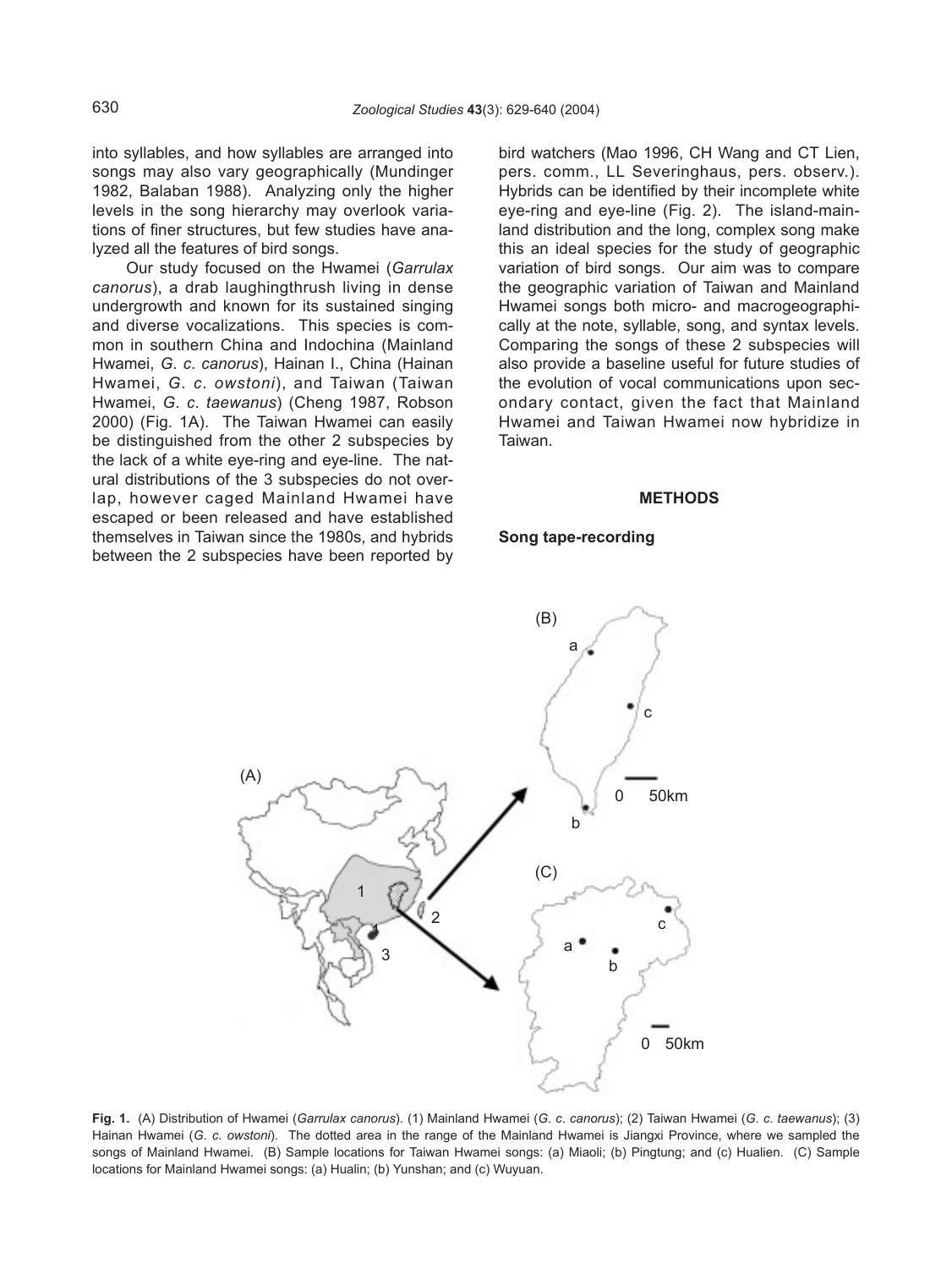into syllables, and how syllables are arranged into songs may also vary geographically (Mundinger 1982, Balaban 1988). Analyzing only the higher levels in the song hierarchy may overlook variations of finer structures, but few studies have analyzed all the features of bird songs.

Our study focused on the Hwamei (*Garrulax canorus*), a drab laughingthrush living in dense undergrowth and known for its sustained singing and diverse vocalizations. This species is common in southern China and Indochina (Mainland Hwamei, *G. c. canorus*), Hainan I., China (Hainan Hwamei, *G. c. owstoni*), and Taiwan (Taiwan Hwamei, *G. c. taewanus*) (Cheng 1987, Robson 2000) (Fig. 1A). The Taiwan Hwamei can easily be distinguished from the other 2 subspecies by the lack of a white eye-ring and eye-line. The natural distributions of the 3 subspecies do not overlap, however caged Mainland Hwamei have escaped or been released and have established themselves in Taiwan since the 1980s, and hybrids between the 2 subspecies have been reported by bird watchers (Mao 1996, CH Wang and CT Lien, pers. comm., LL Severinghaus, pers. observ.). Hybrids can be identified by their incomplete white eye-ring and eye-line (Fig. 2). The island-mainland distribution and the long, complex song make this an ideal species for the study of geographic variation of bird songs. Our aim was to compare the geographic variation of Taiwan and Mainland Hwamei songs both micro- and macrogeographically at the note, syllable, song, and syntax levels. Comparing the songs of these 2 subspecies will also provide a baseline useful for future studies of the evolution of vocal communications upon secondary contact, given the fact that Mainland Hwamei and Taiwan Hwamei now hybridize in Taiwan.

## METHODS

### Song tape-recording

**Fig. 1.** (A) Distribution of Hwamei (*Garrulax canorus*). (1) Mainland Hwamei (*G. c. canorus*); (2) Taiwan Hwamei (*G. c. taewanus*); (3) Hainan Hwamei (*G. c. owstoni*). The dotted area in the range of the Mainland Hwamei is Jiangxi Province, where we sampled the songs of Mainland Hwamei. (B) Sample locations for Taiwan Hwamei songs: (a) Miaoli; (b) Pingtung; and (c) Hualien. (C) Sample locations for Mainland Hwamei songs: (a) Hualin; (b) Yunshan; and (c) Wuyuan.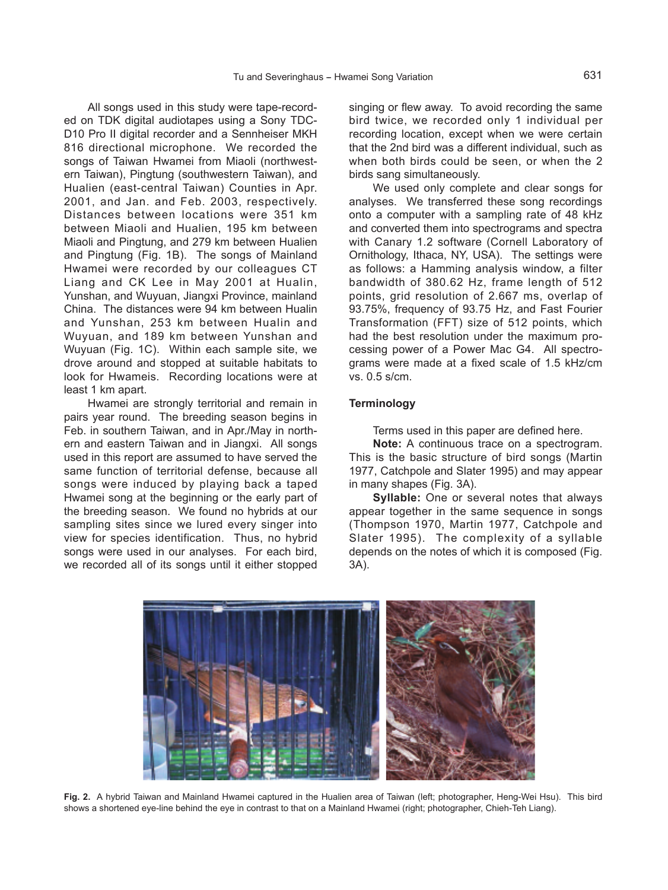All songs used in this study were tape-recorded on TDK digital audiotapes using a Sony TDC-D10 Pro II digital recorder and a Sennheiser MKH 816 directional microphone. We recorded the songs of Taiwan Hwamei from Miaoli (northwestern Taiwan), Pingtung (southwestern Taiwan), and Hualien (east-central Taiwan) Counties in Apr. 2001, and Jan. and Feb. 2003, respectively. Distances between locations were 351 km between Miaoli and Hualien, 195 km between Miaoli and Pingtung, and 279 km between Hualien and Pingtung (Fig. 1B). The songs of Mainland Hwamei were recorded by our colleagues CT Liang and CK Lee in May 2001 at Hualin, Yunshan, and Wuyuan, Jiangxi Province, mainland China. The distances were 94 km between Hualin and Yunshan, 253 km between Hualin and Wuyuan, and 189 km between Yunshan and Wuyuan (Fig. 1C). Within each sample site, we drove around and stopped at suitable habitats to look for Hwameis. Recording locations were at least 1 km apart.

Hwamei are strongly territorial and remain in pairs year round. The breeding season begins in Feb. in southern Taiwan, and in Apr./May in northern and eastern Taiwan and in Jiangxi. All songs used in this report are assumed to have served the same function of territorial defense, because all songs were induced by playing back a taped Hwamei song at the beginning or the early part of the breeding season. We found no hybrids at our sampling sites since we lured every singer into view for species identification. Thus, no hybrid songs were used in our analyses. For each bird, we recorded all of its songs until it either stopped singing or flew away. To avoid recording the same bird twice, we recorded only 1 individual per recording location, except when we were certain that the 2nd bird was a different individual, such as when both birds could be seen, or when the 2 birds sang simultaneously.

We used only complete and clear songs for analyses. We transferred these song recordings onto a computer with a sampling rate of 48 kHz and converted them into spectrograms and spectra with Canary 1.2 software (Cornell Laboratory of Ornithology, Ithaca, NY, USA). The settings were as follows: a Hamming analysis window, a filter bandwidth of 380.62 Hz, frame length of 512 points, grid resolution of 2.667 ms, overlap of 93.75%, frequency of 93.75 Hz, and Fast Fourier Transformation (FFT) size of 512 points, which had the best resolution under the maximum processing power of a Power Mac G4. All spectrograms were made at a fixed scale of 1.5 kHz/cm vs. 0.5 s/cm.

### Terminology

Terms used in this paper are defined here.

**Note:** A continuous trace on a spectrogram. This is the basic structure of bird songs (Martin 1977, Catchpole and Slater 1995) and may appear in many shapes (Fig. 3A).

**Syllable:** One or several notes that always appear together in the same sequence in songs (Thompson 1970, Martin 1977, Catchpole and Slater 1995). The complexity of a syllable depends on the notes of which it is composed (Fig. 3A).

**Fig. 2.** A hybrid Taiwan and Mainland Hwamei captured in the Hualien area of Taiwan (left; photographer, Heng-Wei Hsu). This bird shows a shortened eye-line behind the eye in contrast to that on a Mainland Hwamei (right; photographer, Chieh-Teh Liang).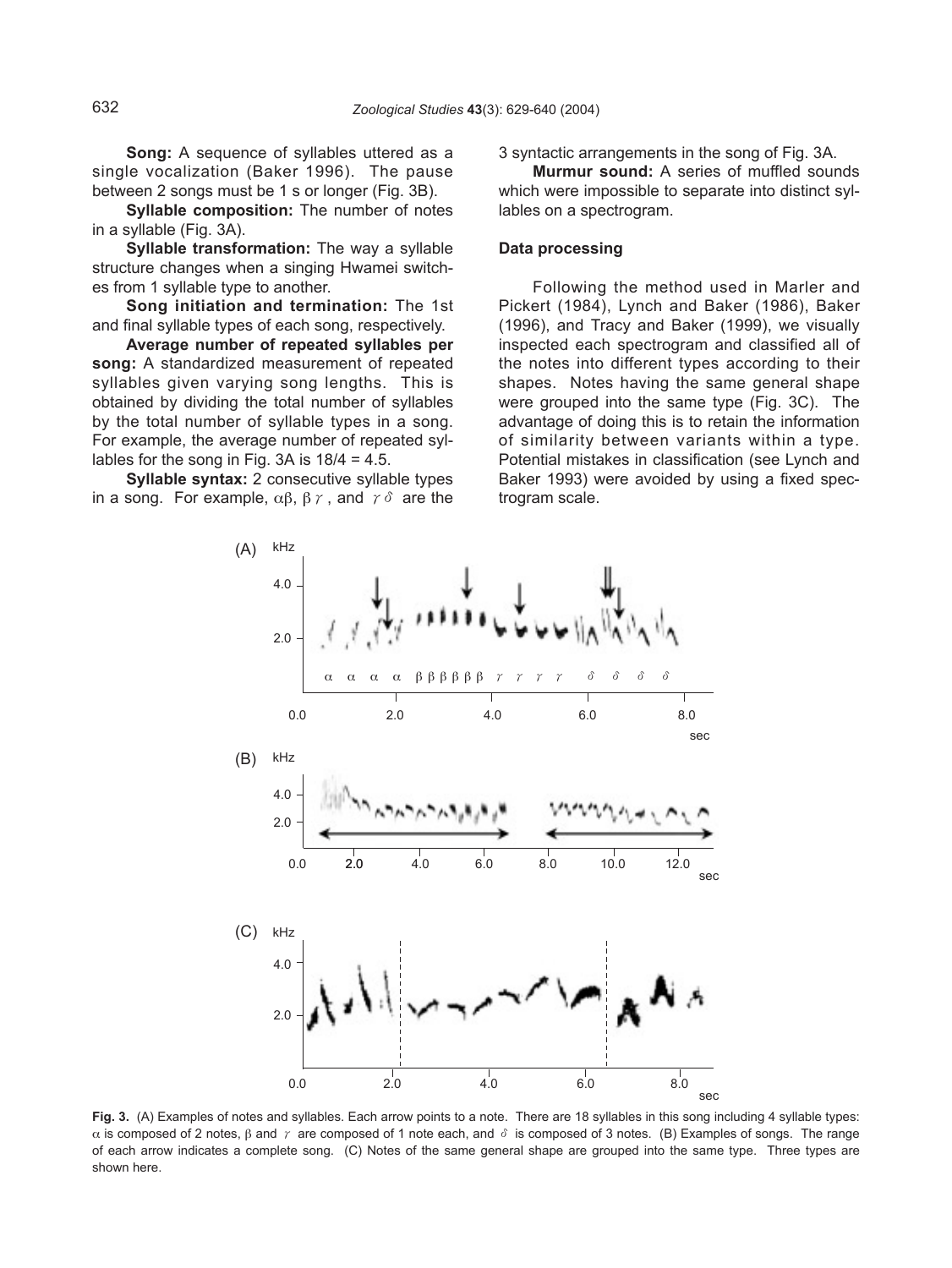**Song:** A sequence of syllables uttered as a single vocalization (Baker 1996). The pause between 2 songs must be 1 s or longer (Fig. 3B).

**Syllable composition:** The number of notes in a syllable (Fig. 3A).

**Syllable transformation:** The way a syllable structure changes when a singing Hwamei switches from 1 syllable type to another.

**Song initiation and termination:** The 1st and final syllable types of each song, respectively.

**Average number of repeated syllables per song:** A standardized measurement of repeated syllables given varying song lengths. This is obtained by dividing the total number of syllables by the total number of syllable types in a song. For example, the average number of repeated syllables for the song in Fig. 3A is 18/4 = 4.5.

**Syllable syntax:** 2 consecutive syllable types in a song. For example, $\alpha\beta$, $\beta\gamma$, and $\gamma\delta$ are the 3 syntactic arrangements in the song of Fig. 3A.

**Murmur sound:** A series of muffled sounds which were impossible to separate into distinct syllables on a spectrogram.

### Data processing

Following the method used in Marler and Pickert (1984), Lynch and Baker (1986), Baker (1996), and Tracy and Baker (1999), we visually inspected each spectrogram and classified all of the notes into different types according to their shapes. Notes having the same general shape were grouped into the same type (Fig. 3C). The advantage of doing this is to retain the information of similarity between variants within a type. Potential mistakes in classification (see Lynch and Baker 1993) were avoided by using a fixed spectrogram scale.

**Fig. 3.** (A) Examples of notes and syllables. Each arrow points to a note. There are 18 syllables in this song including 4 syllable types: $\alpha$ is composed of 2 notes, $\beta$ and $\gamma$ are composed of 1 note each, and $\delta$ is composed of 3 notes. (B) Examples of songs. The range of each arrow indicates a complete song. (C) Notes of the same general shape are grouped into the same type. Three types are shown here.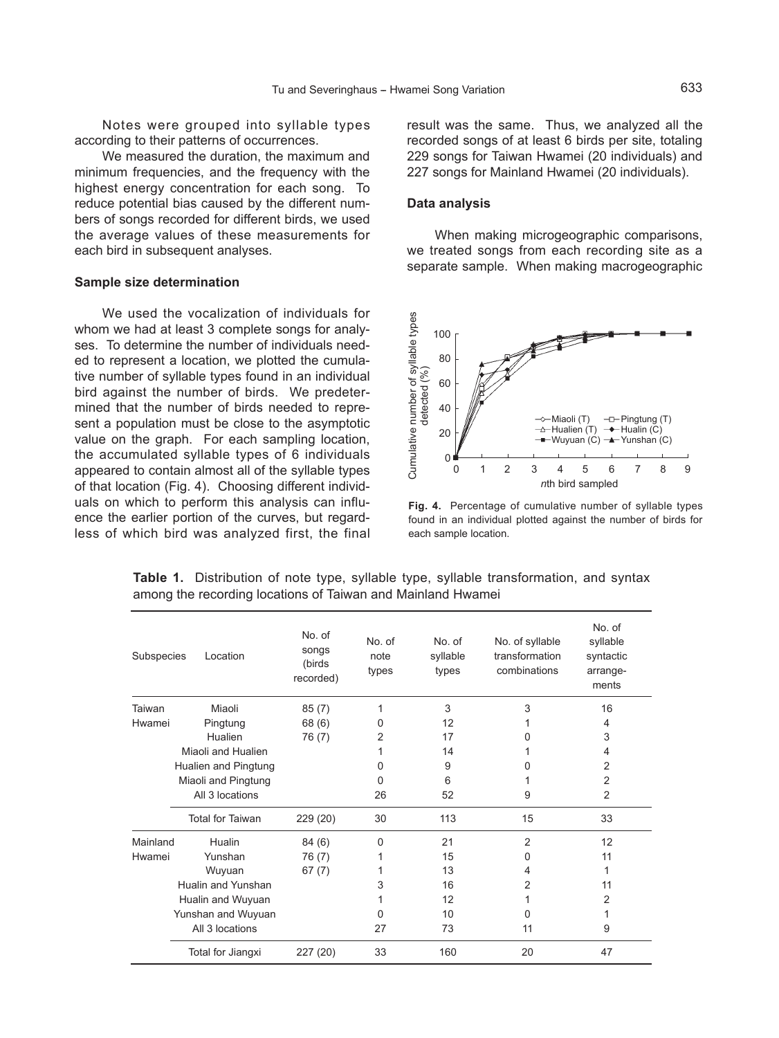Notes were grouped into syllable types according to their patterns of occurrences.

We measured the duration, the maximum and minimum frequencies, and the frequency with the highest energy concentration for each song. To reduce potential bias caused by the different numbers of songs recorded for different birds, we used the average values of these measurements for each bird in subsequent analyses.

### Sample size determination

We used the vocalization of individuals for whom we had at least 3 complete songs for analyses. To determine the number of individuals needed to represent a location, we plotted the cumulative number of syllable types found in an individual bird against the number of birds. We predetermined that the number of birds needed to represent a population must be close to the asymptotic value on the graph. For each sampling location, the accumulated syllable types of 6 individuals appeared to contain almost all of the syllable types of that location (Fig. 4). Choosing different individuals on which to perform this analysis can influence the earlier portion of the curves, but regardless of which bird was analyzed first, the final result was the same. Thus, we analyzed all the recorded songs of at least 6 birds per site, totaling 229 songs for Taiwan Hwamei (20 individuals) and 227 songs for Mainland Hwamei (20 individuals).

### Data analysis

When making microgeographic comparisons, we treated songs from each recording site as a separate sample. When making macrogeographic

**Fig. 4.** Percentage of cumulative number of syllable types found in an individual plotted against the number of birds for each sample location.

**Table 1.** Distribution of note type, syllable type, syllable transformation, and syntax among the recording locations of Taiwan and Mainland Hwamei

| Subspecies | Location | No. of songs (birds recorded) | No. of note types | No. of syllable types | No. of syllable transformation combinations | No. of syllable syntactic arrangements |
|---|---|---|---|---|---|---|
| Taiwan Hwamei | Miaoli | 85 (7) | 1 | 3 | 3 | 16 |
| | Pingtung | 68 (6) | 0 | 12 | 1 | 4 |
| | Hualien | 76 (7) | 2 | 17 | 0 | 3 |
| | Miaoli and Hualien | | 1 | 14 | 1 | 4 |
| | Hualien and Pingtung | | 0 | 9 | 0 | 2 |
| | Miaoli and Pingtung | | 0 | 6 | 1 | 2 |
| | All 3 locations | | 26 | 52 | 9 | 2 |
| | Total for Taiwan | 229 (20) | 30 | 113 | 15 | 33 |
| Mainland Hwamei | Hualin | 84 (6) | 0 | 21 | 2 | 12 |
| | Yunshan | 76 (7) | 1 | 15 | 0 | 11 |
| | Wuyuan | 67 (7) | 1 | 13 | 4 | 1 |
| | Hualin and Yunshan | | 3 | 16 | 2 | 11 |
| | Hualin and Wuyuan | | 1 | 12 | 1 | 2 |
| | Yunshan and Wuyuan | | 0 | 10 | 0 | 1 |
| | All 3 locations | | 27 | 73 | 11 | 9 |
| | Total for Jiangxi | 227 (20) | 33 | 160 | 20 | 47 |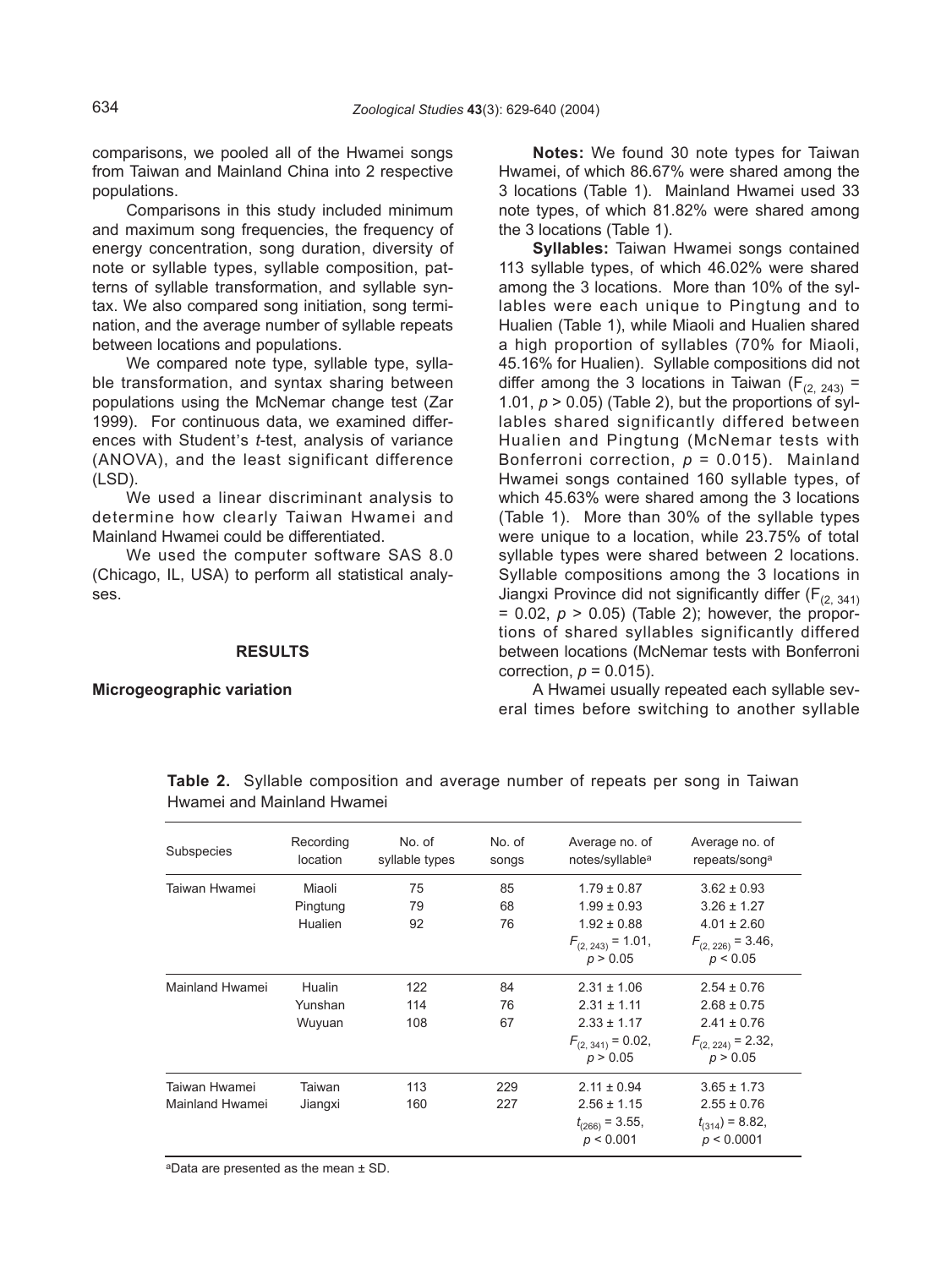comparisons, we pooled all of the Hwamei songs from Taiwan and Mainland China into 2 respective populations.

Comparisons in this study included minimum and maximum song frequencies, the frequency of energy concentration, song duration, diversity of note or syllable types, syllable composition, patterns of syllable transformation, and syllable syntax. We also compared song initiation, song termination, and the average number of syllable repeats between locations and populations.

We compared note type, syllable type, syllable transformation, and syntax sharing between populations using the McNemar change test (Zar 1999). For continuous data, we examined differences with Student's *t*-test, analysis of variance (ANOVA), and the least significant difference (LSD).

We used a linear discriminant analysis to determine how clearly Taiwan Hwamei and Mainland Hwamei could be differentiated.

We used the computer software SAS 8.0 (Chicago, IL, USA) to perform all statistical analyses.

## RESULTS

### Microgeographic variation

**Notes:** We found 30 note types for Taiwan Hwamei, of which 86.67% were shared among the 3 locations (Table 1). Mainland Hwamei used 33 note types, of which 81.82% were shared among the 3 locations (Table 1).

**Syllables:** Taiwan Hwamei songs contained 113 syllable types, of which 46.02% were shared among the 3 locations. More than 10% of the syllables were each unique to Pingtung and to Hualien (Table 1), while Miaoli and Hualien shared a high proportion of syllables (70% for Miaoli, 45.16% for Hualien). Syllable compositions did not differ among the 3 locations in Taiwan ($F_{(2, 243)}$ = 1.01, $p > 0.05$) (Table 2), but the proportions of syllables shared significantly differed between Hualien and Pingtung (McNemar tests with Bonferroni correction, $p = 0.015$). Mainland Hwamei songs contained 160 syllable types, of which 45.63% were shared among the 3 locations (Table 1). More than 30% of the syllable types were unique to a location, while 23.75% of total syllable types were shared between 2 locations. Syllable compositions among the 3 locations in Jiangxi Province did not significantly differ ($F_{(2, 341)}$ = 0.02, $p > 0.05$) (Table 2); however, the proportions of shared syllables significantly differed between locations (McNemar tests with Bonferroni correction, $p = 0.015$).

A Hwamei usually repeated each syllable several times before switching to another syllable

**Table 2.** Syllable composition and average number of repeats per song in Taiwan Hwamei and Mainland Hwamei

| Subspecies | Recording location | No. of syllable types | No. of songs | Average no. of notes/syllable[a] | Average no. of repeats/song[a] |
|---|---|---|---|---|---|
| Taiwan Hwamei | Miaoli | 75 | 85 | 1.79 ± 0.87 | 3.62 ± 0.93 |
| | Pingtung | 79 | 68 | 1.99 ± 0.93 | 3.26 ± 1.27 |
| | Hualien | 92 | 76 | 1.92 ± 0.88 | 4.01 ± 2.60 |
| | | | | $F_{(2, 243)}$ = 1.01, $p > 0.05$ | $F_{(2, 226)}$ = 3.46, $p < 0.05$ |
| Mainland Hwamei | Hualin | 122 | 84 | 2.31 ± 1.06 | 2.54 ± 0.76 |
| | Yunshan | 114 | 76 | 2.31 ± 1.11 | 2.68 ± 0.75 |
| | Wuyuan | 108 | 67 | 2.33 ± 1.17 | 2.41 ± 0.76 |
| | | | | $F_{(2, 341)}$ = 0.02, $p > 0.05$ | $F_{(2, 224)}$ = 2.32, $p > 0.05$ |
| Taiwan Hwamei | Taiwan | 113 | 229 | 2.11 ± 0.94 | 3.65 ± 1.73 |
| Mainland Hwamei | Jiangxi | 160 | 227 | 2.56 ± 1.15 | 2.55 ± 0.76 |
| | | | | $t_{(266)}$ = 3.55, $p < 0.001$ | $t_{(314)}$ = 8.82, $p < 0.0001$ |

[a]Data are presented as the mean ± SD.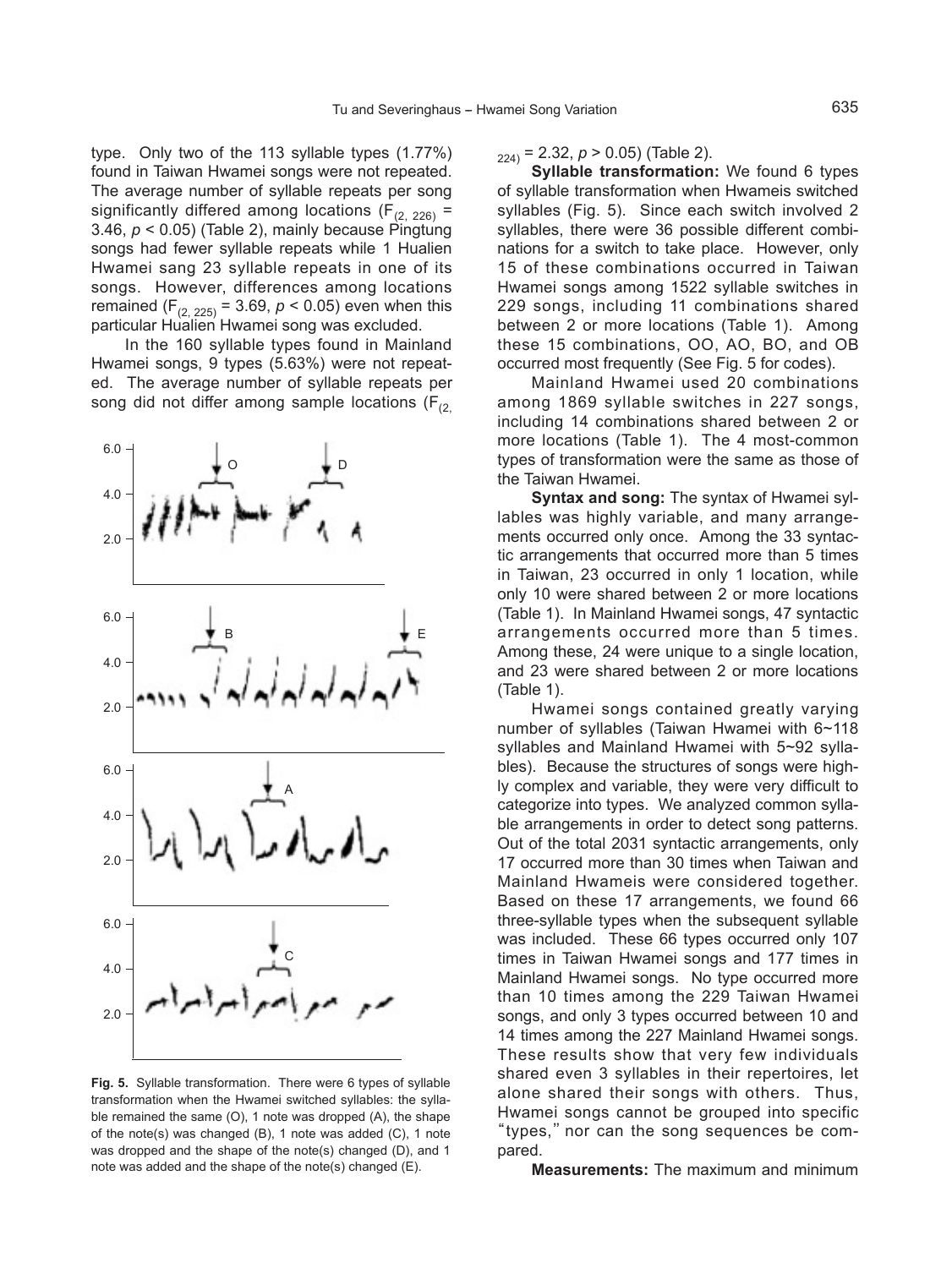type. Only two of the 113 syllable types (1.77%) found in Taiwan Hwamei songs were not repeated. The average number of syllable repeats per song significantly differed among locations ($F_{(2, 226)}$ = 3.46, $p < 0.05$) (Table 2), mainly because Pingtung songs had fewer syllable repeats while 1 Hualien Hwamei sang 23 syllable repeats in one of its songs. However, differences among locations remained ($F_{(2, 225)}$ = 3.69, $p < 0.05$) even when this particular Hualien Hwamei song was excluded.

In the 160 syllable types found in Mainland Hwamei songs, 9 types (5.63%) were not repeated. The average number of syllable repeats per song did not differ among sample locations ($F_{(2, 224)}$ = 2.32, $p > 0.05$) (Table 2).

**Syllable transformation:** We found 6 types of syllable transformation when Hwameis switched syllables (Fig. 5). Since each switch involved 2 syllables, there were 36 possible different combinations for a switch to take place. However, only 15 of these combinations occurred in Taiwan Hwamei songs among 1522 syllable switches in 229 songs, including 11 combinations shared between 2 or more locations (Table 1). Among these 15 combinations, OO, AO, BO, and OB occurred most frequently (See Fig. 5 for codes).

Mainland Hwamei used 20 combinations among 1869 syllable switches in 227 songs, including 14 combinations shared between 2 or more locations (Table 1). The 4 most-common types of transformation were the same as those of the Taiwan Hwamei.

**Syntax and song:** The syntax of Hwamei syllables was highly variable, and many arrangements occurred only once. Among the 33 syntactic arrangements that occurred more than 5 times in Taiwan, 23 occurred in only 1 location, while only 10 were shared between 2 or more locations (Table 1). In Mainland Hwamei songs, 47 syntactic arrangements occurred more than 5 times. Among these, 24 were unique to a single location, and 23 were shared between 2 or more locations (Table 1).

Hwamei songs contained greatly varying number of syllables (Taiwan Hwamei with 6~118 syllables and Mainland Hwamei with 5~92 syllables). Because the structures of songs were highly complex and variable, they were very difficult to categorize into types. We analyzed common syllable arrangements in order to detect song patterns. Out of the total 2031 syntactic arrangements, only 17 occurred more than 30 times when Taiwan and Mainland Hwameis were considered together. Based on these 17 arrangements, we found 66 three-syllable types when the subsequent syllable was included. These 66 types occurred only 107 times in Taiwan Hwamei songs and 177 times in Mainland Hwamei songs. No type occurred more than 10 times among the 229 Taiwan Hwamei songs, and only 3 types occurred between 10 and 14 times among the 227 Mainland Hwamei songs. These results show that very few individuals shared even 3 syllables in their repertoires, let alone shared their songs with others. Thus, Hwamei songs cannot be grouped into specific "types," nor can the song sequences be compared.

**Fig. 5.** Syllable transformation. There were 6 types of syllable transformation when the Hwamei switched syllables: the syllable remained the same (O), 1 note was dropped (A), the shape of the note(s) was changed (B), 1 note was added (C), 1 note was dropped and the shape of the note(s) changed (D), and 1 note was added and the shape of the note(s) changed (E).

**Measurements:** The maximum and minimum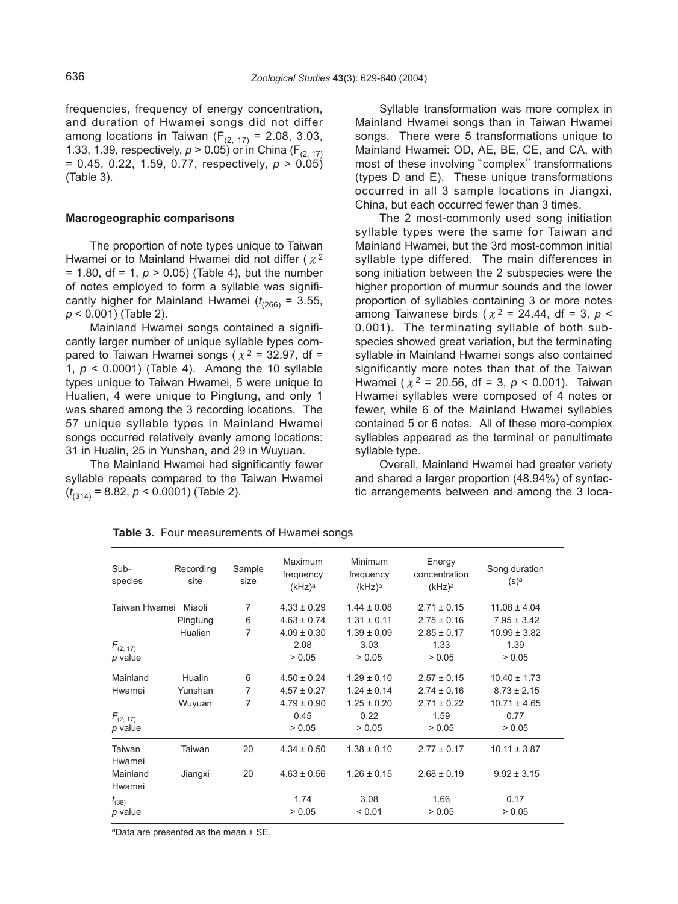frequencies, frequency of energy concentration, and duration of Hwamei songs did not differ among locations in Taiwan ($F_{(2, 17)}$ = 2.08, 3.03, 1.33, 1.39, respectively, $p > 0.05$) or in China ($F_{(2, 17)}$ = 0.45, 0.22, 1.59, 0.77, respectively, $p > 0.05$) (Table 3).

### Macrogeographic comparisons

The proportion of note types unique to Taiwan Hwamei or to Mainland Hwamei did not differ ($\chi^2$ = 1.80, df = 1, $p > 0.05$) (Table 4), but the number of notes employed to form a syllable was significantly higher for Mainland Hwamei ($t_{(266)}$ = 3.55, $p < 0.001$) (Table 2).

Mainland Hwamei songs contained a significantly larger number of unique syllable types compared to Taiwan Hwamei songs ($\chi^2$ = 32.97, df = 1, $p < 0.0001$) (Table 4). Among the 10 syllable types unique to Taiwan Hwamei, 5 were unique to Hualien, 4 were unique to Pingtung, and only 1 was shared among the 3 recording locations. The 57 unique syllable types in Mainland Hwamei songs occurred relatively evenly among locations: 31 in Hualin, 25 in Yunshan, and 29 in Wuyuan.

The Mainland Hwamei had significantly fewer syllable repeats compared to the Taiwan Hwamei ($t_{(314)}$ = 8.82, $p < 0.0001$) (Table 2).

Syllable transformation was more complex in Mainland Hwamei songs than in Taiwan Hwamei songs. There were 5 transformations unique to Mainland Hwamei: OD, AE, BE, CE, and CA, with most of these involving "complex" transformations (types D and E). These unique transformations occurred in all 3 sample locations in Jiangxi, China, but each occurred fewer than 3 times.

The 2 most-commonly used song initiation syllable types were the same for Taiwan and Mainland Hwamei, but the 3rd most-common initial syllable type differed. The main differences in song initiation between the 2 subspecies were the higher proportion of murmur sounds and the lower proportion of syllables containing 3 or more notes among Taiwanese birds ($\chi^2$ = 24.44, df = 3, $p < 0.001$). The terminating syllable of both subspecies showed great variation, but the terminating syllable in Mainland Hwamei songs also contained significantly more notes than that of the Taiwan Hwamei ($\chi^2$ = 20.56, df = 3, $p < 0.001$). Taiwan Hwamei syllables were composed of 4 notes or fewer, while 6 of the Mainland Hwamei syllables contained 5 or 6 notes. All of these more-complex syllables appeared as the terminal or penultimate syllable type.

Overall, Mainland Hwamei had greater variety and shared a larger proportion (48.94%) of syntactic arrangements between and among the 3 loca-

**Table 3.** Four measurements of Hwamei songs

| Sub-species | Recording site | Sample size | Maximum frequency (kHz)[a] | Minimum frequency (kHz)[a] | Energy concentration (kHz)[a] | Song duration (s)[a] |
|---|---|---|---|---|---|---|
| Taiwan Hwamei | Miaoli | 7 | 4.33 ± 0.29 | 1.44 ± 0.08 | 2.71 ± 0.15 | 11.08 ± 4.04 |
| | Pingtung | 6 | 4.63 ± 0.74 | 1.31 ± 0.11 | 2.75 ± 0.16 | 7.95 ± 3.42 |
| | Hualien | 7 | 4.09 ± 0.30 | 1.39 ± 0.09 | 2.85 ± 0.17 | 10.99 ± 3.82 |
| $F_{(2, 17)}$ | | | 2.08 | 3.03 | 1.33 | 1.39 |
| $p$ value | | | > 0.05 | > 0.05 | > 0.05 | > 0.05 |
| Mainland Hwamei | Hualin | 6 | 4.50 ± 0.24 | 1.29 ± 0.10 | 2.57 ± 0.15 | 10.40 ± 1.73 |
| | Yunshan | 7 | 4.57 ± 0.27 | 1.24 ± 0.14 | 2.74 ± 0.16 | 8.73 ± 2.15 |
| | Wuyuan | 7 | 4.79 ± 0.90 | 1.25 ± 0.20 | 2.71 ± 0.22 | 10.71 ± 4.65 |
| $F_{(2, 17)}$ | | | 0.45 | 0.22 | 1.59 | 0.77 |
| $p$ value | | | > 0.05 | > 0.05 | > 0.05 | > 0.05 |
| Taiwan Hwamei | Taiwan | 20 | 4.34 ± 0.50 | 1.38 ± 0.10 | 2.77 ± 0.17 | 10.11 ± 3.87 |
| Mainland Hwamei | Jiangxi | 20 | 4.63 ± 0.56 | 1.26 ± 0.15 | 2.68 ± 0.19 | 9.92 ± 3.15 |
| $t_{(38)}$ | | | 1.74 | 3.08 | 1.66 | 0.17 |
| $p$ value | | | > 0.05 | < 0.01 | > 0.05 | > 0.05 |

[a]Data are presented as the mean ± SE.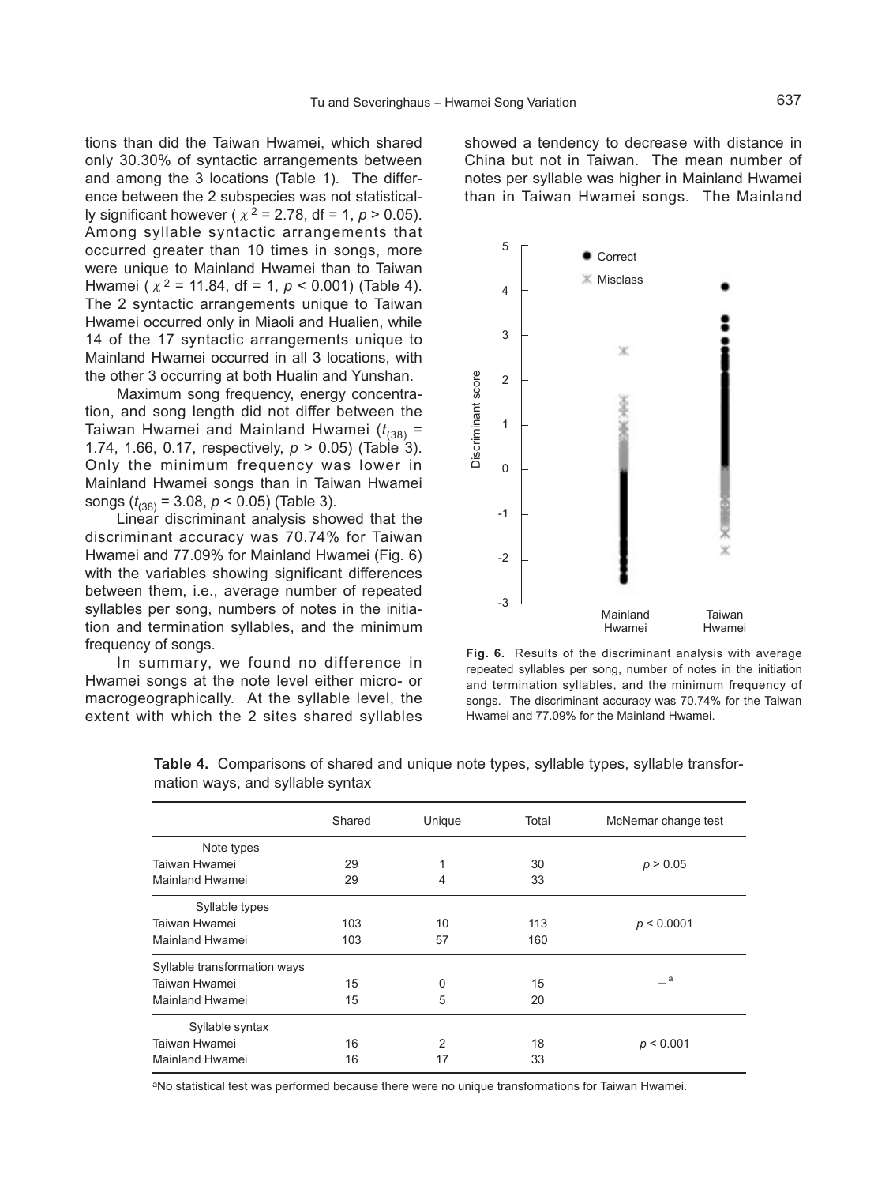tions than did the Taiwan Hwamei, which shared only 30.30% of syntactic arrangements between and among the 3 locations (Table 1). The difference between the 2 subspecies was not statistically significant however ($\chi^2 = 2.78$, df = 1, $p > 0.05$). Among syllable syntactic arrangements that occurred greater than 10 times in songs, more were unique to Mainland Hwamei than to Taiwan Hwamei ($\chi^2 = 11.84$, df = 1, $p < 0.001$) (Table 4). The 2 syntactic arrangements unique to Taiwan Hwamei occurred only in Miaoli and Hualien, while 14 of the 17 syntactic arrangements unique to Mainland Hwamei occurred in all 3 locations, with the other 3 occurring at both Hualin and Yunshan.

Maximum song frequency, energy concentration, and song length did not differ between the Taiwan Hwamei and Mainland Hwamei ($t_{(38)}$ = 1.74, 1.66, 0.17, respectively, $p > 0.05$) (Table 3). Only the minimum frequency was lower in Mainland Hwamei songs than in Taiwan Hwamei songs ($t_{(38)} = 3.08$, $p < 0.05$) (Table 3).

Linear discriminant analysis showed that the discriminant accuracy was 70.74% for Taiwan Hwamei and 77.09% for Mainland Hwamei (Fig. 6) with the variables showing significant differences between them, i.e., average number of repeated syllables per song, numbers of notes in the initiation and termination syllables, and the minimum frequency of songs.

In summary, we found no difference in Hwamei songs at the note level either micro- or macrogeographically. At the syllable level, the extent with which the 2 sites shared syllables showed a tendency to decrease with distance in China but not in Taiwan. The mean number of notes per syllable was higher in Mainland Hwamei than in Taiwan Hwamei songs. The Mainland

**Fig. 6.** Results of the discriminant analysis with average repeated syllables per song, number of notes in the initiation and termination syllables, and the minimum frequency of songs. The discriminant accuracy was 70.74% for the Taiwan Hwamei and 77.09% for the Mainland Hwamei.

**Table 4.** Comparisons of shared and unique note types, syllable types, syllable transformation ways, and syllable syntax

| | Shared | Unique | Total | McNemar change test |
|---|---|---|---|---|
| Note types | | | | |
| Taiwan Hwamei | 29 | 1 | 30 | $p > 0.05$ |
| Mainland Hwamei | 29 | 4 | 33 | |
| Syllable types | | | | |
| Taiwan Hwamei | 103 | 10 | 113 | $p < 0.0001$ |
| Mainland Hwamei | 103 | 57 | 160 | |
| Syllable transformation ways | | | | |
| Taiwan Hwamei | 15 | 0 | 15 | —[a] |
| Mainland Hwamei | 15 | 5 | 20 | |
| Syllable syntax | | | | |
| Taiwan Hwamei | 16 | 2 | 18 | $p < 0.001$ |
| Mainland Hwamei | 16 | 17 | 33 | |

[a]No statistical test was performed because there were no unique transformations for Taiwan Hwamei.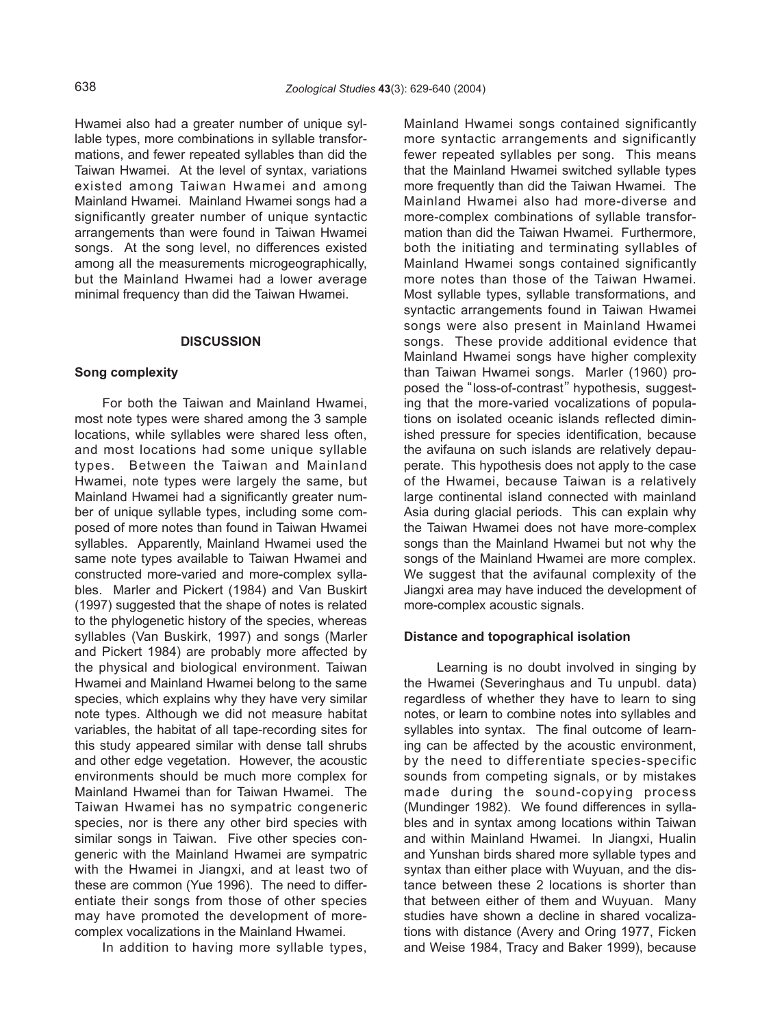Hwamei also had a greater number of unique syllable types, more combinations in syllable transformations, and fewer repeated syllables than did the Taiwan Hwamei. At the level of syntax, variations existed among Taiwan Hwamei and among Mainland Hwamei. Mainland Hwamei songs had a significantly greater number of unique syntactic arrangements than were found in Taiwan Hwamei songs. At the song level, no differences existed among all the measurements microgeographically, but the Mainland Hwamei had a lower average minimal frequency than did the Taiwan Hwamei.

## DISCUSSION

### Song complexity

For both the Taiwan and Mainland Hwamei, most note types were shared among the 3 sample locations, while syllables were shared less often, and most locations had some unique syllable types. Between the Taiwan and Mainland Hwamei, note types were largely the same, but Mainland Hwamei had a significantly greater number of unique syllable types, including some composed of more notes than found in Taiwan Hwamei syllables. Apparently, Mainland Hwamei used the same note types available to Taiwan Hwamei and constructed more-varied and more-complex syllables. Marler and Pickert (1984) and Van Buskirt (1997) suggested that the shape of notes is related to the phylogenetic history of the species, whereas syllables (Van Buskirk, 1997) and songs (Marler and Pickert 1984) are probably more affected by the physical and biological environment. Taiwan Hwamei and Mainland Hwamei belong to the same species, which explains why they have very similar note types. Although we did not measure habitat variables, the habitat of all tape-recording sites for this study appeared similar with dense tall shrubs and other edge vegetation. However, the acoustic environments should be much more complex for Mainland Hwamei than for Taiwan Hwamei. The Taiwan Hwamei has no sympatric congeneric species, nor is there any other bird species with similar songs in Taiwan. Five other species congeneric with the Mainland Hwamei are sympatric with the Hwamei in Jiangxi, and at least two of these are common (Yue 1996). The need to differentiate their songs from those of other species may have promoted the development of more-complex vocalizations in the Mainland Hwamei.

In addition to having more syllable types, Mainland Hwamei songs contained significantly more syntactic arrangements and significantly fewer repeated syllables per song. This means that the Mainland Hwamei switched syllable types more frequently than did the Taiwan Hwamei. The Mainland Hwamei also had more-diverse and more-complex combinations of syllable transformation than did the Taiwan Hwamei. Furthermore, both the initiating and terminating syllables of Mainland Hwamei songs contained significantly more notes than those of the Taiwan Hwamei. Most syllable types, syllable transformations, and syntactic arrangements found in Taiwan Hwamei songs were also present in Mainland Hwamei songs. These provide additional evidence that Mainland Hwamei songs have higher complexity than Taiwan Hwamei songs. Marler (1960) proposed the "loss-of-contrast" hypothesis, suggesting that the more-varied vocalizations of populations on isolated oceanic islands reflected diminished pressure for species identification, because the avifauna on such islands are relatively depauperate. This hypothesis does not apply to the case of the Hwamei, because Taiwan is a relatively large continental island connected with mainland Asia during glacial periods. This can explain why the Taiwan Hwamei does not have more-complex songs than the Mainland Hwamei but not why the songs of the Mainland Hwamei are more complex. We suggest that the avifaunal complexity of the Jiangxi area may have induced the development of more-complex acoustic signals.

### Distance and topographical isolation

Learning is no doubt involved in singing by the Hwamei (Severinghaus and Tu unpubl. data) regardless of whether they have to learn to sing notes, or learn to combine notes into syllables and syllables into syntax. The final outcome of learning can be affected by the acoustic environment, by the need to differentiate species-specific sounds from competing signals, or by mistakes made during the sound-copying process (Mundinger 1982). We found differences in syllables and in syntax among locations within Taiwan and within Mainland Hwamei. In Jiangxi, Hualin and Yunshan birds shared more syllable types and syntax than either place with Wuyuan, and the distance between these 2 locations is shorter than that between either of them and Wuyuan. Many studies have shown a decline in shared vocalizations with distance (Avery and Oring 1977, Ficken and Weise 1984, Tracy and Baker 1999), because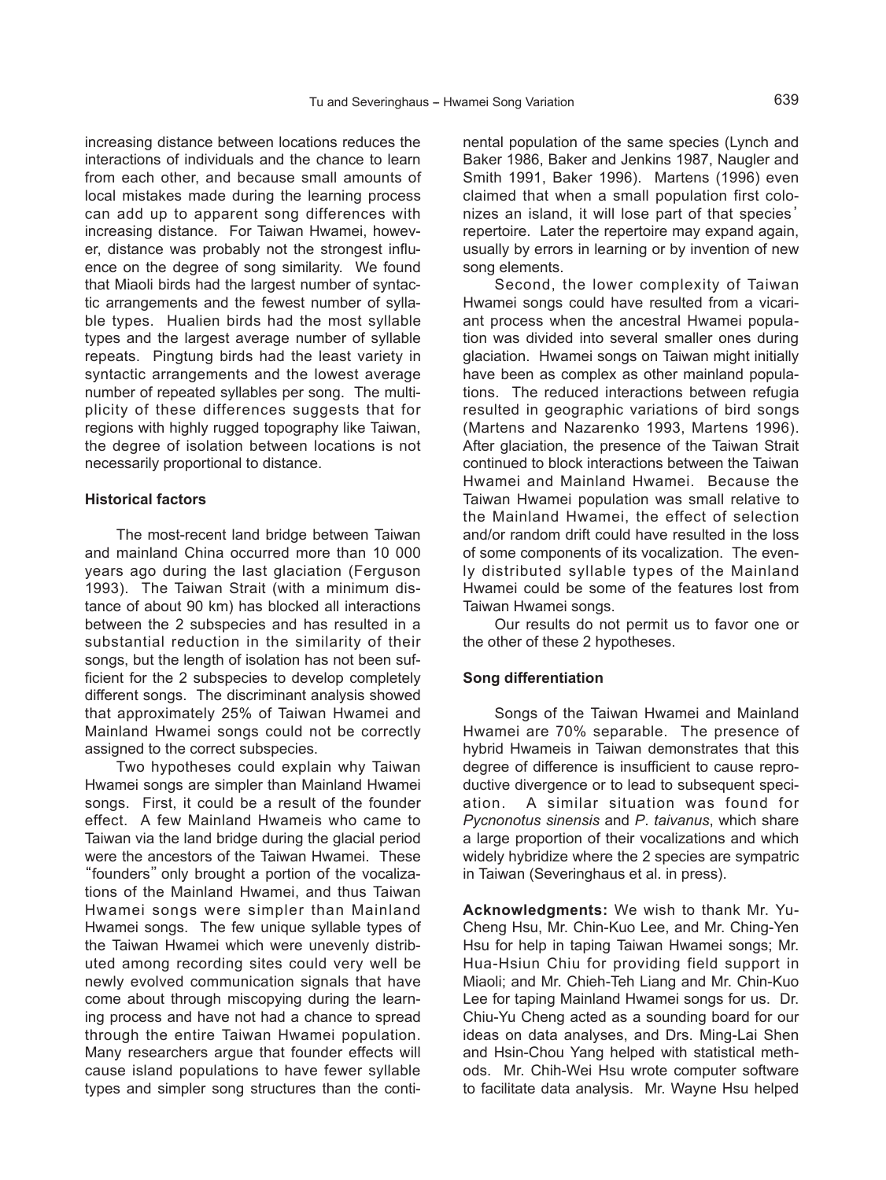increasing distance between locations reduces the interactions of individuals and the chance to learn from each other, and because small amounts of local mistakes made during the learning process can add up to apparent song differences with increasing distance. For Taiwan Hwamei, however, distance was probably not the strongest influence on the degree of song similarity. We found that Miaoli birds had the largest number of syntactic arrangements and the fewest number of syllable types. Hualien birds had the most syllable types and the largest average number of syllable repeats. Pingtung birds had the least variety in syntactic arrangements and the lowest average number of repeated syllables per song. The multiplicity of these differences suggests that for regions with highly rugged topography like Taiwan, the degree of isolation between locations is not necessarily proportional to distance.

### Historical factors

The most-recent land bridge between Taiwan and mainland China occurred more than 10 000 years ago during the last glaciation (Ferguson 1993). The Taiwan Strait (with a minimum distance of about 90 km) has blocked all interactions between the 2 subspecies and has resulted in a substantial reduction in the similarity of their songs, but the length of isolation has not been sufficient for the 2 subspecies to develop completely different songs. The discriminant analysis showed that approximately 25% of Taiwan Hwamei and Mainland Hwamei songs could not be correctly assigned to the correct subspecies.

Two hypotheses could explain why Taiwan Hwamei songs are simpler than Mainland Hwamei songs. First, it could be a result of the founder effect. A few Mainland Hwameis who came to Taiwan via the land bridge during the glacial period were the ancestors of the Taiwan Hwamei. These "founders" only brought a portion of the vocalizations of the Mainland Hwamei, and thus Taiwan Hwamei songs were simpler than Mainland Hwamei songs. The few unique syllable types of the Taiwan Hwamei which were unevenly distributed among recording sites could very well be newly evolved communication signals that have come about through miscopying during the learning process and have not had a chance to spread through the entire Taiwan Hwamei population. Many researchers argue that founder effects will cause island populations to have fewer syllable types and simpler song structures than the continental population of the same species (Lynch and Baker 1986, Baker and Jenkins 1987, Naugler and Smith 1991, Baker 1996). Martens (1996) even claimed that when a small population first colonizes an island, it will lose part of that species' repertoire. Later the repertoire may expand again, usually by errors in learning or by invention of new song elements.

Second, the lower complexity of Taiwan Hwamei songs could have resulted from a vicariant process when the ancestral Hwamei population was divided into several smaller ones during glaciation. Hwamei songs on Taiwan might initially have been as complex as other mainland populations. The reduced interactions between refugia resulted in geographic variations of bird songs (Martens and Nazarenko 1993, Martens 1996). After glaciation, the presence of the Taiwan Strait continued to block interactions between the Taiwan Hwamei and Mainland Hwamei. Because the Taiwan Hwamei population was small relative to the Mainland Hwamei, the effect of selection and/or random drift could have resulted in the loss of some components of its vocalization. The evenly distributed syllable types of the Mainland Hwamei could be some of the features lost from Taiwan Hwamei songs.

Our results do not permit us to favor one or the other of these 2 hypotheses.

### Song differentiation

Songs of the Taiwan Hwamei and Mainland Hwamei are 70% separable. The presence of hybrid Hwameis in Taiwan demonstrates that this degree of difference is insufficient to cause reproductive divergence or to lead to subsequent speciation. A similar situation was found for *Pycnonotus sinensis* and *P. taivanus*, which share a large proportion of their vocalizations and which widely hybridize where the 2 species are sympatric in Taiwan (Severinghaus et al. in press).

**Acknowledgments:** We wish to thank Mr. Yu-Cheng Hsu, Mr. Chin-Kuo Lee, and Mr. Ching-Yen Hsu for help in taping Taiwan Hwamei songs; Mr. Hua-Hsiun Chiu for providing field support in Miaoli; and Mr. Chieh-Teh Liang and Mr. Chin-Kuo Lee for taping Mainland Hwamei songs for us. Dr. Chiu-Yu Cheng acted as a sounding board for our ideas on data analyses, and Drs. Ming-Lai Shen and Hsin-Chou Yang helped with statistical methods. Mr. Chih-Wei Hsu wrote computer software to facilitate data analysis. Mr. Wayne Hsu helped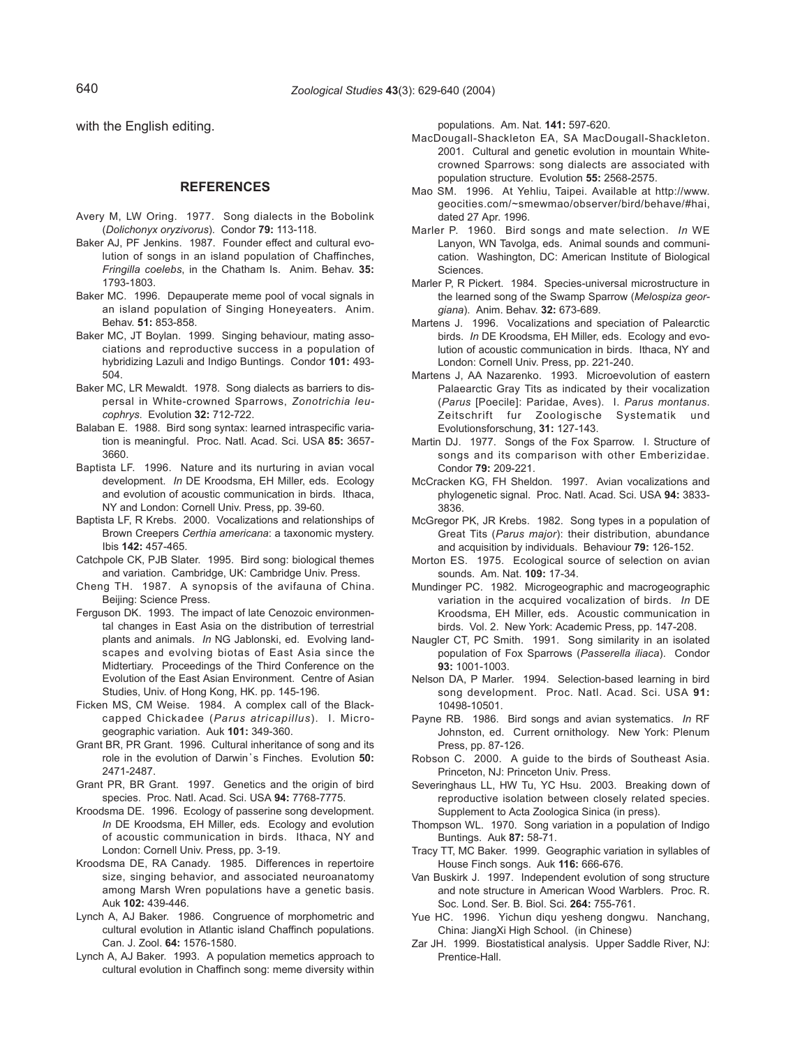with the English editing.

## REFERENCES

Avery M, LW Oring. 1977. Song dialects in the Bobolink (*Dolichonyx oryzivorus*). Condor **79:** 113-118.

Baker AJ, PF Jenkins. 1987. Founder effect and cultural evolution of songs in an island population of Chaffinches, *Fringilla coelebs*, in the Chatham Is. Anim. Behav. **35:** 1793-1803.

Baker MC. 1996. Depauperate meme pool of vocal signals in an island population of Singing Honeyeaters. Anim. Behav. **51:** 853-858.

Baker MC, JT Boylan. 1999. Singing behaviour, mating associations and reproductive success in a population of hybridizing Lazuli and Indigo Buntings. Condor **101:** 493-504.

Baker MC, LR Mewaldt. 1978. Song dialects as barriers to dispersal in White-crowned Sparrows, *Zonotrichia leucophrys*. Evolution **32:** 712-722.

Balaban E. 1988. Bird song syntax: learned intraspecific variation is meaningful. Proc. Natl. Acad. Sci. USA **85:** 3657-3660.

Baptista LF. 1996. Nature and its nurturing in avian vocal development. *In* DE Kroodsma, EH Miller, eds. Ecology and evolution of acoustic communication in birds. Ithaca, NY and London: Cornell Univ. Press, pp. 39-60.

Baptista LF, R Krebs. 2000. Vocalizations and relationships of Brown Creepers *Certhia americana*: a taxonomic mystery. Ibis **142:** 457-465.

Catchpole CK, PJB Slater. 1995. Bird song: biological themes and variation. Cambridge, UK: Cambridge Univ. Press.

Cheng TH. 1987. A synopsis of the avifauna of China. Beijing: Science Press.

Ferguson DK. 1993. The impact of late Cenozoic environmental changes in East Asia on the distribution of terrestrial plants and animals. *In* NG Jablonski, ed. Evolving landscapes and evolving biotas of East Asia since the Midtertiary. Proceedings of the Third Conference on the Evolution of the East Asian Environment. Centre of Asian Studies, Univ. of Hong Kong, HK. pp. 145-196.

Ficken MS, CM Weise. 1984. A complex call of the Black-capped Chickadee (*Parus atricapillus*). I. Microgeographic variation. Auk **101:** 349-360.

Grant BR, PR Grant. 1996. Cultural inheritance of song and its role in the evolution of Darwin's Finches. Evolution **50:** 2471-2487.

Grant PR, BR Grant. 1997. Genetics and the origin of bird species. Proc. Natl. Acad. Sci. USA **94:** 7768-7775.

Kroodsma DE. 1996. Ecology of passerine song development. *In* DE Kroodsma, EH Miller, eds. Ecology and evolution of acoustic communication in birds. Ithaca, NY and London: Cornell Univ. Press, pp. 3-19.

Kroodsma DE, RA Canady. 1985. Differences in repertoire size, singing behavior, and associated neuroanatomy among Marsh Wren populations have a genetic basis. Auk **102:** 439-446.

Lynch A, AJ Baker. 1986. Congruence of morphometric and cultural evolution in Atlantic island Chaffinch populations. Can. J. Zool. **64:** 1576-1580.

Lynch A, AJ Baker. 1993. A population memetics approach to cultural evolution in Chaffinch song: meme diversity within populations. Am. Nat. **141:** 597-620.

MacDougall-Shackleton EA, SA MacDougall-Shackleton. 2001. Cultural and genetic evolution in mountain White-crowned Sparrows: song dialects are associated with population structure. Evolution **55:** 2568-2575.

Mao SM. 1996. At Yehliu, Taipei. Available at http://www.geocities.com/~smewmao/observer/bird/behave/#hai, dated 27 Apr. 1996.

Marler P. 1960. Bird songs and mate selection. *In* WE Lanyon, WN Tavolga, eds. Animal sounds and communication. Washington, DC: American Institute of Biological Sciences.

Marler P, R Pickert. 1984. Species-universal microstructure in the learned song of the Swamp Sparrow (*Melospiza georgiana*). Anim. Behav. **32:** 673-689.

Martens J. 1996. Vocalizations and speciation of Palearctic birds. *In* DE Kroodsma, EH Miller, eds. Ecology and evolution of acoustic communication in birds. Ithaca, NY and London: Cornell Univ. Press, pp. 221-240.

Martens J, AA Nazarenko. 1993. Microevolution of eastern Palaearctic Gray Tits as indicated by their vocalization (*Parus* [Poecile]: Paridae, Aves). I. *Parus montanus*. Zeitschrift fur Zoologische Systematik und Evolutionsforschung, **31:** 127-143.

Martin DJ. 1977. Songs of the Fox Sparrow. I. Structure of songs and its comparison with other Emberizidae. Condor **79:** 209-221.

McCracken KG, FH Sheldon. 1997. Avian vocalizations and phylogenetic signal. Proc. Natl. Acad. Sci. USA **94:** 3833-3836.

McGregor PK, JR Krebs. 1982. Song types in a population of Great Tits (*Parus major*): their distribution, abundance and acquisition by individuals. Behaviour **79:** 126-152.

Morton ES. 1975. Ecological source of selection on avian sounds. Am. Nat. **109:** 17-34.

Mundinger PC. 1982. Microgeographic and macrogeographic variation in the acquired vocalization of birds. *In* DE Kroodsma, EH Miller, eds. Acoustic communication in birds. Vol. 2. New York: Academic Press, pp. 147-208.

Naugler CT, PC Smith. 1991. Song similarity in an isolated population of Fox Sparrows (*Passerella iliaca*). Condor **93:** 1001-1003.

Nelson DA, P Marler. 1994. Selection-based learning in bird song development. Proc. Natl. Acad. Sci. USA **91:** 10498-10501.

Payne RB. 1986. Bird songs and avian systematics. *In* RF Johnston, ed. Current ornithology. New York: Plenum Press, pp. 87-126.

Robson C. 2000. A guide to the birds of Southeast Asia. Princeton, NJ: Princeton Univ. Press.

Severinghaus LL, HW Tu, YC Hsu. 2003. Breaking down of reproductive isolation between closely related species. Supplement to Acta Zoologica Sinica (in press).

Thompson WL. 1970. Song variation in a population of Indigo Buntings. Auk **87:** 58-71.

Tracy TT, MC Baker. 1999. Geographic variation in syllables of House Finch songs. Auk **116:** 666-676.

Van Buskirk J. 1997. Independent evolution of song structure and note structure in American Wood Warblers. Proc. R. Soc. Lond. Ser. B. Biol. Sci. **264:** 755-761.

Yue HC. 1996. Yichun diqu yesheng dongwu. Nanchang, China: JiangXi High School. (in Chinese)

Zar JH. 1999. Biostatistical analysis. Upper Saddle River, NJ: Prentice-Hall.